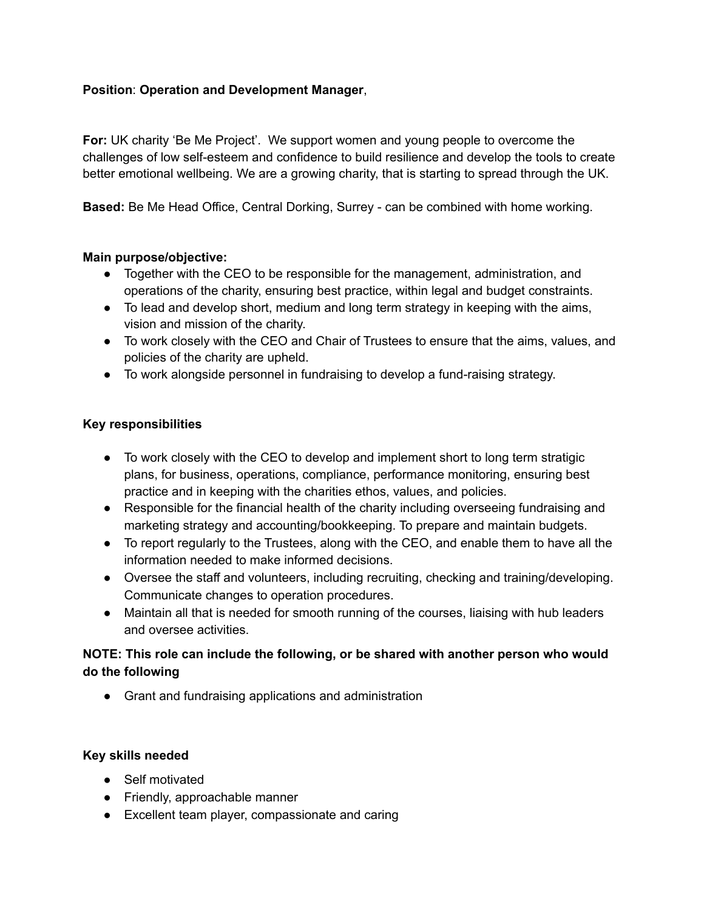**Position**: **Operation and Development Manager**,

**For:** UK charity 'Be Me Project'. We support women and young people to overcome the challenges of low self-esteem and confidence to build resilience and develop the tools to create better emotional wellbeing. We are a growing charity, that is starting to spread through the UK.

**Based:** Be Me Head Office, Central Dorking, Surrey - can be combined with home working.

**Main purpose/objective:**

- Together with the CEO to be responsible for the management, administration, and operations of the charity, ensuring best practice, within legal and budget constraints.
- To lead and develop short, medium and long term strategy in keeping with the aims, vision and mission of the charity.
- To work closely with the CEO and Chair of Trustees to ensure that the aims, values, and policies of the charity are upheld.
- To work alongside personnel in fundraising to develop a fund-raising strategy.

**Key responsibilities**

- To work closely with the CEO to develop and implement short to long term stratigic plans, for business, operations, compliance, performance monitoring, ensuring best practice and in keeping with the charities ethos, values, and policies.
- Responsible for the financial health of the charity including overseeing fundraising and marketing strategy and accounting/bookkeeping. To prepare and maintain budgets.
- To report regularly to the Trustees, along with the CEO, and enable them to have all the information needed to make informed decisions.
- Oversee the staff and volunteers, including recruiting, checking and training/developing. Communicate changes to operation procedures.
- Maintain all that is needed for smooth running of the courses, liaising with hub leaders and oversee activities.

**NOTE: This role can include the following, or be shared with another person who would do the following**

- Grant and fundraising applications and administration

**Key skills needed**

- Self motivated
- Friendly, approachable manner
- Excellent team player, compassionate and caring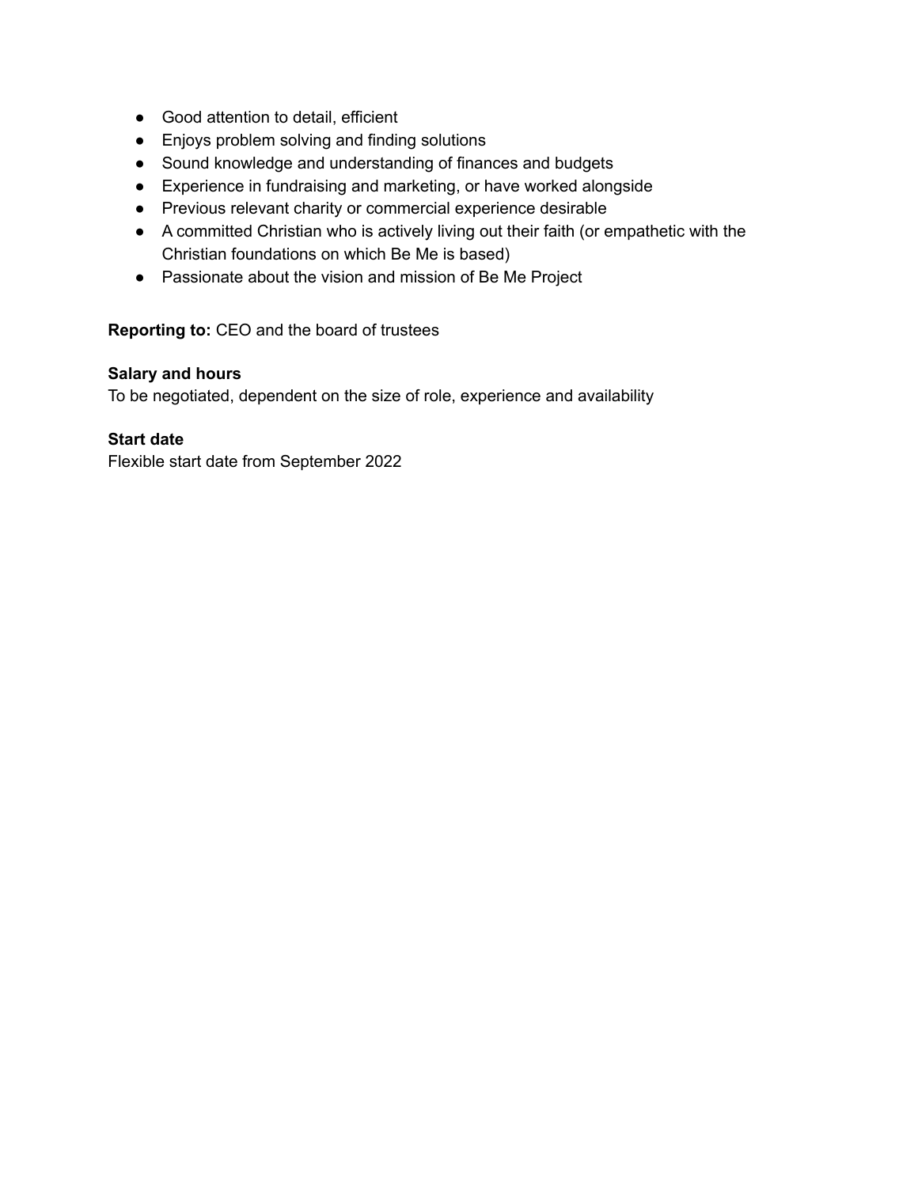- Good attention to detail, efficient
- Enjoys problem solving and finding solutions
- Sound knowledge and understanding of finances and budgets
- Experience in fundraising and marketing, or have worked alongside
- Previous relevant charity or commercial experience desirable
- A committed Christian who is actively living out their faith (or empathetic with the Christian foundations on which Be Me is based)
- Passionate about the vision and mission of Be Me Project

**Reporting to:** CEO and the board of trustees

**Salary and hours**
To be negotiated, dependent on the size of role, experience and availability

**Start date**
Flexible start date from September 2022